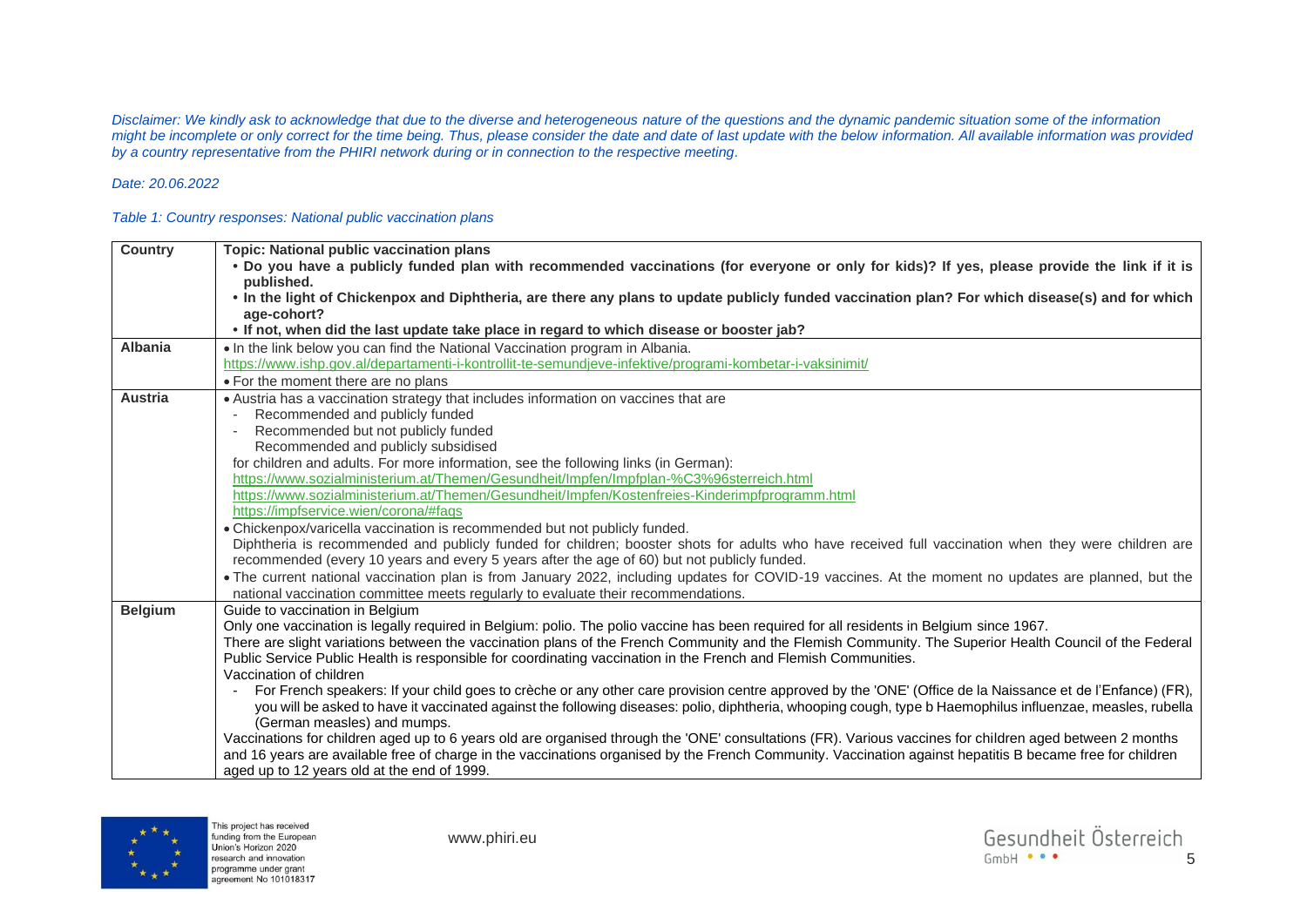*Disclaimer: We kindly ask to acknowledge that due to the diverse and heterogeneous nature of the questions and the dynamic pandemic situation some of the information might be incomplete or only correct for the time being. Thus, please consider the date and date of last update with the below information. All available information was provided by a country representative from the PHIRI network during or in connection to the respective meeting.*

*Date: 20.06.2022*

*Table 1: Country responses: National public vaccination plans*

| Country | Topic: National public vaccination plans<br>• **Do you have a publicly funded plan with recommended vaccinations (for everyone or only for kids)? If yes, please provide the link if it is published.**<br>• **In the light of Chickenpox and Diphtheria, are there any plans to update publicly funded vaccination plan? For which disease(s) and for which age-cohort?**<br>• **If not, when did the last update take place in regard to which disease or booster jab?** |
|---|---|
| **Albania** | • In the link below you can find the National Vaccination program in Albania.<br>https://www.ishp.gov.al/departamenti-i-kontrollit-te-semundjeve-infektive/programi-kombetar-i-vaksinimit/<br>• For the moment there are no plans |
| **Austria** | • Austria has a vaccination strategy that includes information on vaccines that are<br>- Recommended and publicly funded<br>- Recommended but not publicly funded<br>Recommended and publicly subsidised<br>for children and adults. For more information, see the following links (in German):<br>https://www.sozialministerium.at/Themen/Gesundheit/Impfen/Impfplan-%C3%96sterreich.html<br>https://www.sozialministerium.at/Themen/Gesundheit/Impfen/Kostenfreies-Kinderimpfprogramm.html<br>https://impfservice.wien/corona/#faqs<br>• Chickenpox/varicella vaccination is recommended but not publicly funded.<br>Diphtheria is recommended and publicly funded for children; booster shots for adults who have received full vaccination when they were children are recommended (every 10 years and every 5 years after the age of 60) but not publicly funded.<br>• The current national vaccination plan is from January 2022, including updates for COVID-19 vaccines. At the moment no updates are planned, but the national vaccination committee meets regularly to evaluate their recommendations. |
| **Belgium** | Guide to vaccination in Belgium<br>Only one vaccination is legally required in Belgium: polio. The polio vaccine has been required for all residents in Belgium since 1967.<br>There are slight variations between the vaccination plans of the French Community and the Flemish Community. The Superior Health Council of the Federal Public Service Public Health is responsible for coordinating vaccination in the French and Flemish Communities.<br>Vaccination of children<br>- For French speakers: If your child goes to crèche or any other care provision centre approved by the 'ONE' (Office de la Naissance et de l'Enfance) (FR), you will be asked to have it vaccinated against the following diseases: polio, diphtheria, whooping cough, type b Haemophilus influenzae, measles, rubella (German measles) and mumps.<br>Vaccinations for children aged up to 6 years old are organised through the 'ONE' consultations (FR). Various vaccines for children aged between 2 months and 16 years are available free of charge in the vaccinations organised by the French Community. Vaccination against hepatitis B became free for children aged up to 12 years old at the end of 1999. |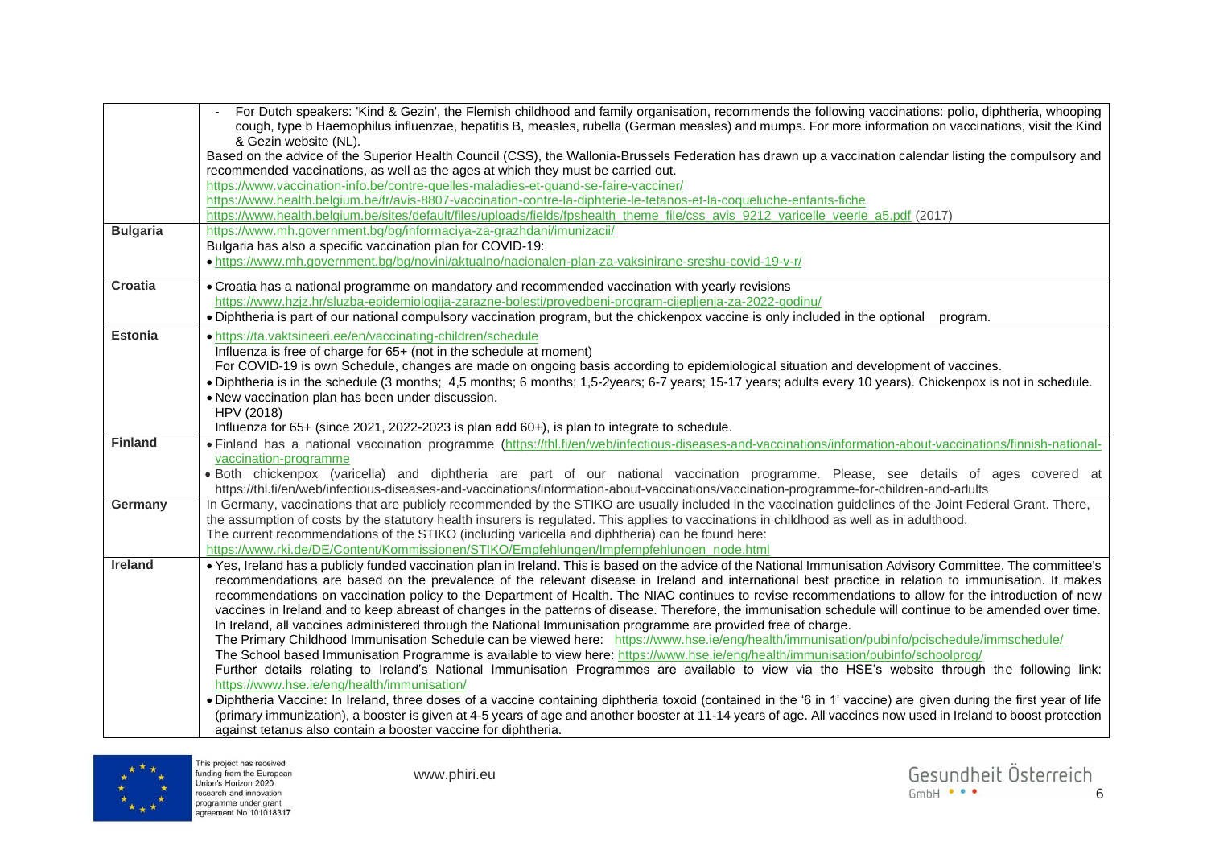| | |
|---|---|
| | - For Dutch speakers: 'Kind & Gezin', the Flemish childhood and family organisation, recommends the following vaccinations: polio, diphtheria, whooping cough, type b Haemophilus influenzae, hepatitis B, measles, rubella (German measles) and mumps. For more information on vaccinations, visit the Kind & Gezin website (NL).<br>Based on the advice of the Superior Health Council (CSS), the Wallonia-Brussels Federation has drawn up a vaccination calendar listing the compulsory and recommended vaccinations, as well as the ages at which they must be carried out.<br>https://www.vaccination-info.be/contre-quelles-maladies-et-quand-se-faire-vacciner/<br>https://www.health.belgium.be/fr/avis-8807-vaccination-contre-la-diphterie-le-tetanos-et-la-coqueluche-enfants-fiche<br>https://www.health.belgium.be/sites/default/files/uploads/fields/fpshealth_theme_file/css_avis_9212_varicelle_veerle_a5.pdf (2017) |
| **Bulgaria** | https://www.mh.government.bg/bg/informaciya-za-grazhdani/imunizacii/<br>Bulgaria has also a specific vaccination plan for COVID-19:<br>• https://www.mh.government.bg/bg/novini/aktualno/nacionalen-plan-za-vaksinirane-sreshu-covid-19-v-r/ |
| **Croatia** | • Croatia has a national programme on mandatory and recommended vaccination with yearly revisions<br>https://www.hzjz.hr/sluzba-epidemiologija-zarazne-bolesti/provedbeni-program-cijeljenja-za-2022-godinu/<br>• Diphtheria is part of our national compulsory vaccination program, but the chickenpox vaccine is only included in the optional program. |
| **Estonia** | • https://ta.vaktsineeri.ee/en/vaccinating-children/schedule<br>Influenza is free of charge for 65+ (not in the schedule at moment)<br>For COVID-19 is own Schedule, changes are made on ongoing basis according to epidemiological situation and development of vaccines.<br>• Diphtheria is in the schedule (3 months; 4,5 months; 6 months; 1,5-2years; 6-7 years; 15-17 years; adults every 10 years). Chickenpox is not in schedule.<br>• New vaccination plan has been under discussion.<br>HPV (2018)<br>Influenza for 65+ (since 2021, 2022-2023 is plan add 60+), is plan to integrate to schedule. |
| **Finland** | • Finland has a national vaccination programme (https://thl.fi/en/web/infectious-diseases-and-vaccinations/information-about-vaccinations/finnish-national-vaccination-programme<br>• Both chickenpox (varicella) and diphtheria are part of our national vaccination programme. Please, see details of ages covered at https://thl.fi/en/web/infectious-diseases-and-vaccinations/information-about-vaccinations/vaccination-programme-for-children-and-adults |
| **Germany** | In Germany, vaccinations that are publicly recommended by the STIKO are usually included in the vaccination guidelines of the Joint Federal Grant. There, the assumption of costs by the statutory health insurers is regulated. This applies to vaccinations in childhood as well as in adulthood.<br>The current recommendations of the STIKO (including varicella and diphtheria) can be found here:<br>https://www.rki.de/DE/Content/Kommissionen/STIKO/Empfehlungen/Impfempfehlungen_node.html |
| **Ireland** | • Yes, Ireland has a publicly funded vaccination plan in Ireland. This is based on the advice of the National Immunisation Advisory Committee. The committee's recommendations are based on the prevalence of the relevant disease in Ireland and international best practice in relation to immunisation. It makes recommendations on vaccination policy to the Department of Health. The NIAC continues to revise recommendations to allow for the introduction of new vaccines in Ireland and to keep abreast of changes in the patterns of disease. Therefore, the immunisation schedule will continue to be amended over time. In Ireland, all vaccines administered through the National Immunisation programme are provided free of charge.<br>The Primary Childhood Immunisation Schedule can be viewed here: https://www.hse.ie/eng/health/immunisation/pubinfo/pcischedule/immschedule/<br>The School based Immunisation Programme is available to view here: https://www.hse.ie/eng/health/immunisation/pubinfo/schoolprog/<br>Further details relating to Ireland's National Immunisation Programmes are available to view via the HSE's website through the following link: https://www.hse.ie/eng/health/immunisation/<br>• Diphtheria Vaccine: In Ireland, three doses of a vaccine containing diphtheria toxoid (contained in the '6 in 1' vaccine) are given during the first year of life (primary immunization), a booster is given at 4-5 years of age and another booster at 11-14 years of age. All vaccines now used in Ireland to boost protection against tetanus also contain a booster vaccine for diphtheria. |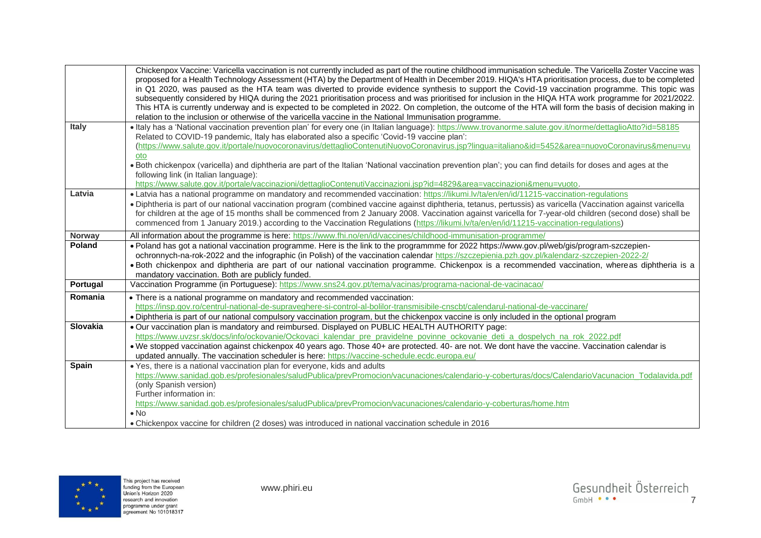| | |
|---|---|
| | Chickenpox Vaccine: Varicella vaccination is not currently included as part of the routine childhood immunisation schedule. The Varicella Zoster Vaccine was proposed for a Health Technology Assessment (HTA) by the Department of Health in December 2019. HIQA's HTA prioritisation process, due to be completed in Q1 2020, was paused as the HTA team was diverted to provide evidence synthesis to support the Covid-19 vaccination programme. This topic was subsequently considered by HIQA during the 2021 prioritisation process and was prioritised for inclusion in the HIQA HTA work programme for 2021/2022. This HTA is currently underway and is expected to be completed in 2022. On completion, the outcome of the HTA will form the basis of decision making in relation to the inclusion or otherwise of the varicella vaccine in the National Immunisation programme. |
| **Italy** | • Italy has a 'National vaccination prevention plan' for every one (in Italian language): https://www.trovanorme.salute.gov.it/norme/dettaglioAtto?id=58185 Related to COVID-19 pandemic, Italy has elaborated also a specific 'Covid-19 vaccine plan': (https://www.salute.gov.it/portale/nuovocoronavirus/dettaglioContenutiNuovoCoronavirus.jsp?lingua=italiano&id=5452&area=nuovoCoronavirus&menu=vuoto<br>• Both chickenpox (varicella) and diphtheria are part of the Italian 'National vaccination prevention plan'; you can find details for doses and ages at the following link (in Italian language): https://www.salute.gov.it/portale/vaccinazioni/dettaglioContenutiVaccinazioni.jsp?id=4829&area=vaccinazioni&menu=vuoto. |
| **Latvia** | • Latvia has a national programme on mandatory and recommended vaccination: https://likumi.lv/ta/en/en/id/11215-vaccination-regulations<br>• Diphtheria is part of our national vaccination program (combined vaccine against diphtheria, tetanus, pertussis) as varicella (Vaccination against varicella for children at the age of 15 months shall be commenced from 2 January 2008. Vaccination against varicella for 7-year-old children (second dose) shall be commenced from 1 January 2019.) according to the Vaccination Regulations (https://likumi.lv/ta/en/en/id/11215-vaccination-regulations) |
| **Norway** | All information about the programme is here: https://www.fhi.no/en/id/vaccines/childhood-immunisation-programme/ |
| **Poland** | • Poland has got a national vaccination programme. Here is the link to the programmme for 2022 https://www.gov.pl/web/gis/program-szczepien-ochronnych-na-rok-2022 and the infographic (in Polish) of the vaccination calendar https://szczepienia.pzh.gov.pl/kalendarz-szczepien-2022-2/<br>• Both chickenpox and diphtheria are part of our national vaccination programme. Chickenpox is a recommended vaccination, whereas diphtheria is a mandatory vaccination. Both are publicly funded. |
| **Portugal** | Vaccination Programme (in Portuguese): https://www.sns24.gov.pt/tema/vacinas/programa-nacional-de-vacinacao/ |
| **Romania** | • There is a national programme on mandatory and recommended vaccination: https://insp.gov.ro/centrul-national-de-supraveghere-si-control-al-bolilor-transmisibile-cnscbt/calendarul-national-de-vaccinare/<br>• Diphtheria is part of our national compulsory vaccination program, but the chickenpox vaccine is only included in the optional program |
| **Slovakia** | • Our vaccination plan is mandatory and reimbursed. Displayed on PUBLIC HEALTH AUTHORITY page: https://www.uvzsr.sk/docs/info/ockovanie/Ockovaci_kalendar_pre_pravidelne_povinne_ockovanie_deti_a_dospelych_na_rok_2022.pdf<br>• We stopped vaccination against chickenpox 40 years ago. Those 40+ are protected. 40- are not. We dont have the vaccine. Vaccination calendar is updated annually. The vaccination scheduler is here: https://vaccine-schedule.ecdc.europa.eu/ |
| **Spain** | • Yes, there is a national vaccination plan for everyone, kids and adults https://www.sanidad.gob.es/profesionales/saludPublica/prevPromocion/vacunaciones/calendario-y-coberturas/docs/CalendarioVacunacion_Todalavida.pdf (only Spanish version) Further information in: https://www.sanidad.gob.es/profesionales/saludPublica/prevPromocion/vacunaciones/calendario-y-coberturas/home.htm<br>• No<br>• Chickenpox vaccine for children (2 doses) was introduced in national vaccination schedule in 2016 |

This project has received funding from the European Union's Horizon 2020 research and innovation programme under grant agreement No 101018317

www.phiri.eu

Gesundheit Österreich GmbH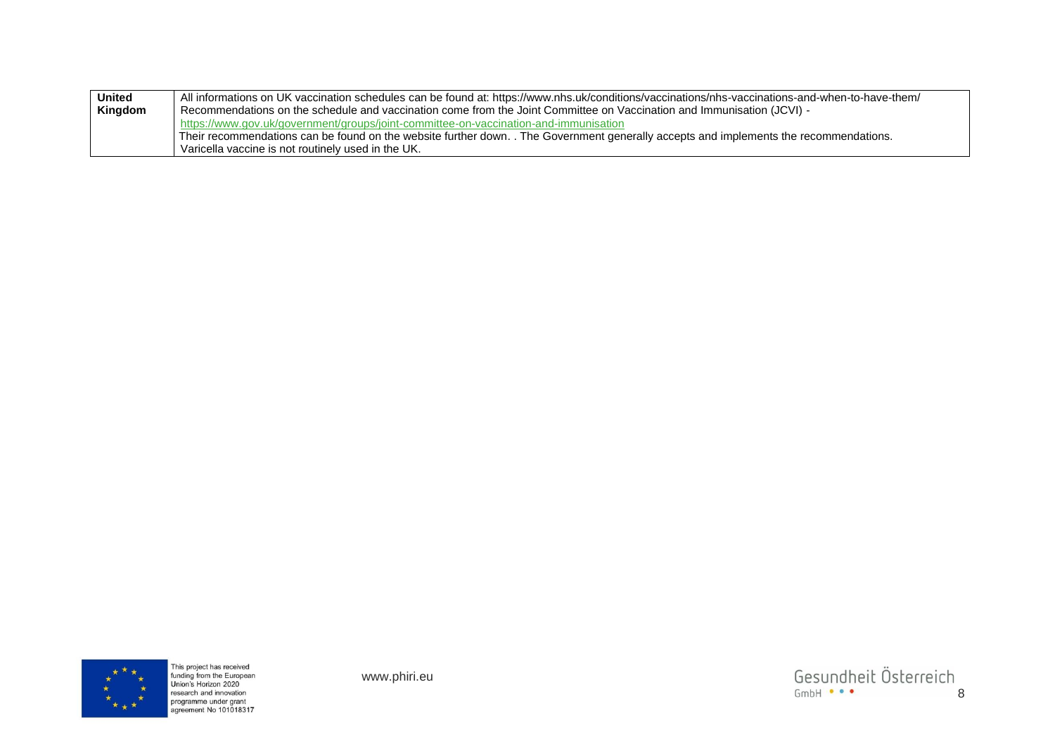| | |
|---|---|
| **United Kingdom** | All informations on UK vaccination schedules can be found at: https://www.nhs.uk/conditions/vaccinations/nhs-vaccinations-and-when-to-have-them/<br>Recommendations on the schedule and vaccination come from the Joint Committee on Vaccination and Immunisation (JCVI) - https://www.gov.uk/government/groups/joint-committee-on-vaccination-and-immunisation<br>Their recommendations can be found on the website further down. . The Government generally accepts and implements the recommendations.<br>Varicella vaccine is not routinely used in the UK. |